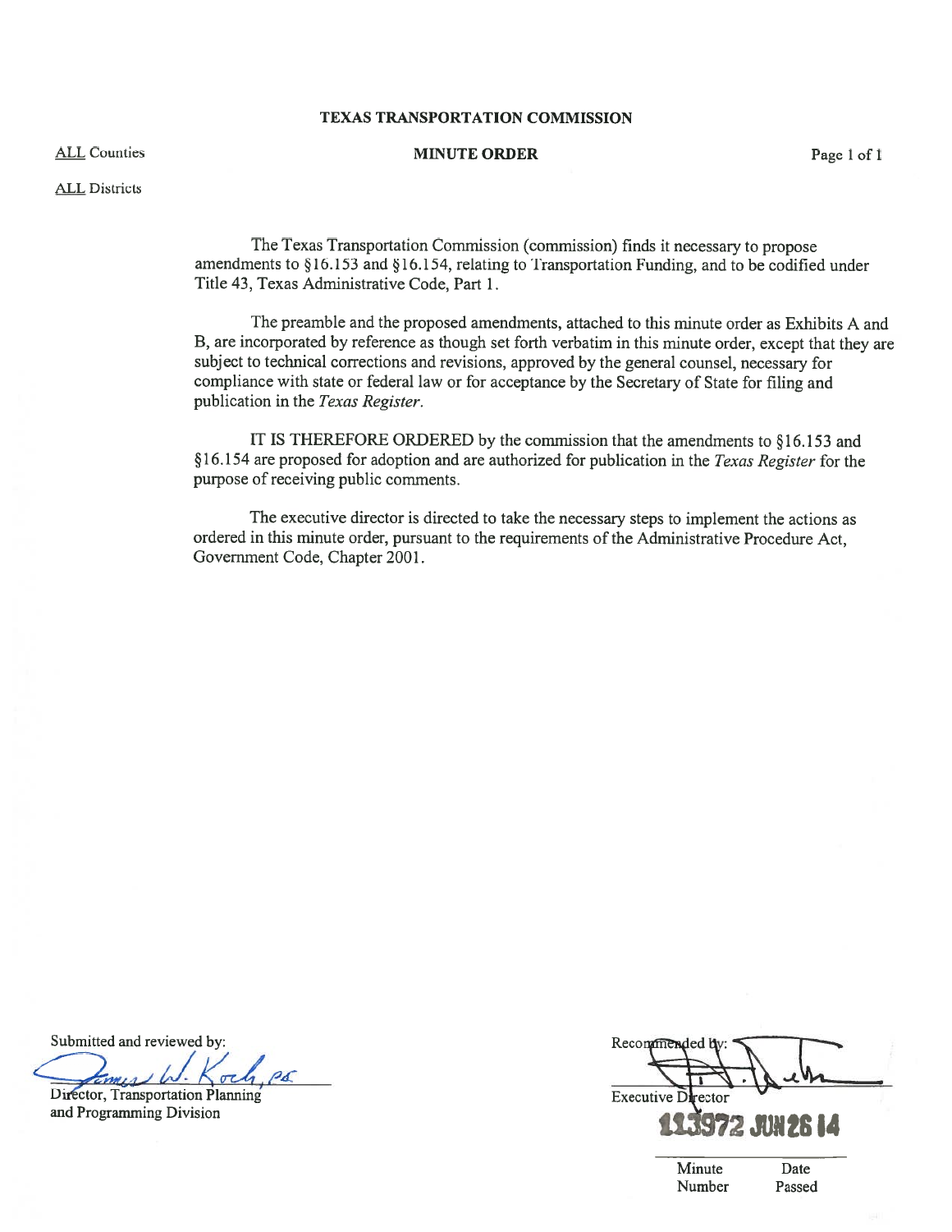**TEXAS TRANSPORTATION COMMISSION**

ALL Counties

**MINUTE ORDER**

Page 1 of 1

ALL Districts

The Texas Transportation Commission (commission) finds it necessary to propose amendments to §16.153 and §16.154, relating to Transportation Funding, and to be codified under Title 43, Texas Administrative Code, Part 1.

The preamble and the proposed amendments, attached to this minute order as Exhibits A and B, are incorporated by reference as though set forth verbatim in this minute order, except that they are subject to technical corrections and revisions, approved by the general counsel, necessary for compliance with state or federal law or for acceptance by the Secretary of State for filing and publication in the *Texas Register*.

IT IS THEREFORE ORDERED by the commission that the amendments to §16.153 and §16.154 are proposed for adoption and are authorized for publication in the *Texas Register* for the purpose of receiving public comments.

The executive director is directed to take the necessary steps to implement the actions as ordered in this minute order, pursuant to the requirements of the Administrative Procedure Act, Government Code, Chapter 2001.

Submitted and reviewed by:

James W. Koch, P.E.

Director, Transportation Planning and Programming Division

Recommended by:

Executive Director

| 113972 | JUN 26 14 |
|---|---|
| Minute Number | Date Passed |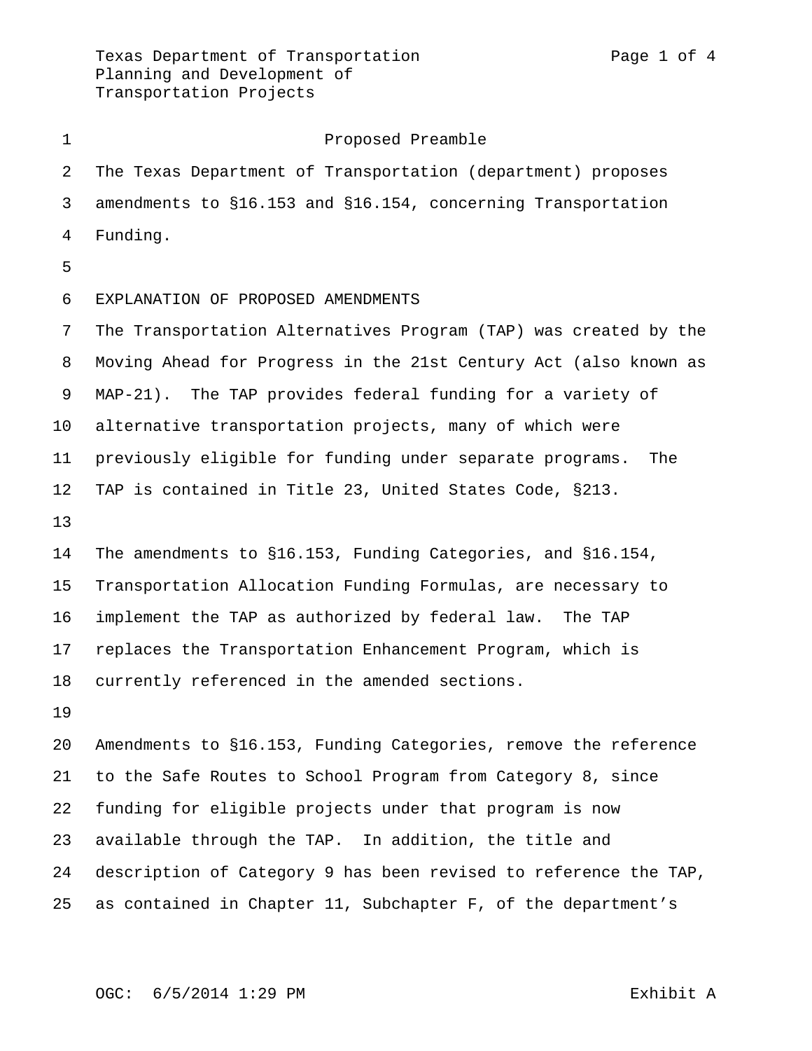Proposed Preamble

The Texas Department of Transportation (department) proposes amendments to §16.153 and §16.154, concerning Transportation Funding.

EXPLANATION OF PROPOSED AMENDMENTS

The Transportation Alternatives Program (TAP) was created by the Moving Ahead for Progress in the 21st Century Act (also known as MAP-21). The TAP provides federal funding for a variety of alternative transportation projects, many of which were previously eligible for funding under separate programs. The TAP is contained in Title 23, United States Code, §213.

The amendments to §16.153, Funding Categories, and §16.154, Transportation Allocation Funding Formulas, are necessary to implement the TAP as authorized by federal law. The TAP replaces the Transportation Enhancement Program, which is currently referenced in the amended sections.

Amendments to §16.153, Funding Categories, remove the reference to the Safe Routes to School Program from Category 8, since funding for eligible projects under that program is now available through the TAP. In addition, the title and description of Category 9 has been revised to reference the TAP, as contained in Chapter 11, Subchapter F, of the department's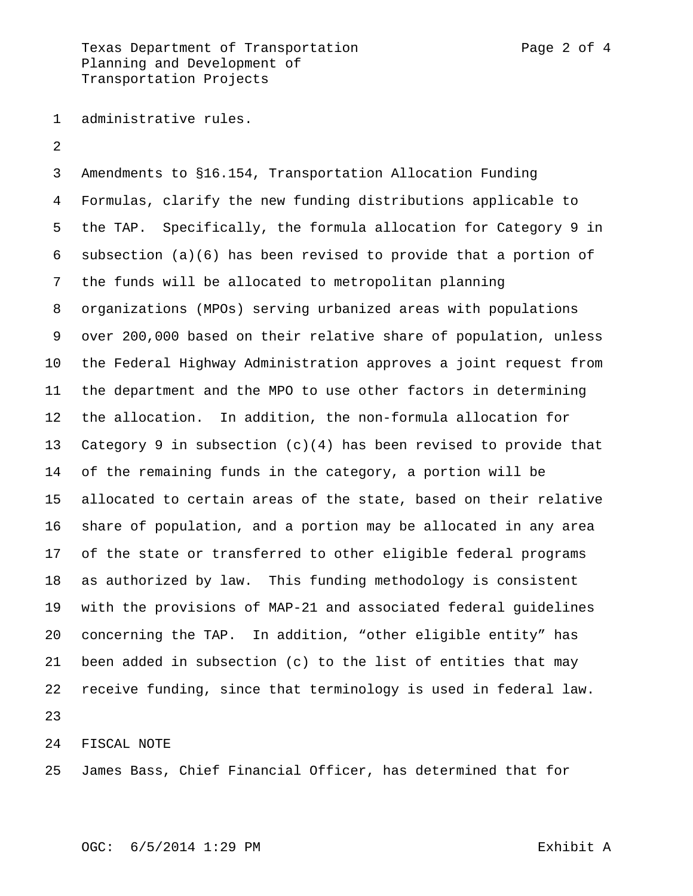administrative rules.

Amendments to §16.154, Transportation Allocation Funding Formulas, clarify the new funding distributions applicable to the TAP. Specifically, the formula allocation for Category 9 in subsection (a)(6) has been revised to provide that a portion of the funds will be allocated to metropolitan planning organizations (MPOs) serving urbanized areas with populations over 200,000 based on their relative share of population, unless the Federal Highway Administration approves a joint request from the department and the MPO to use other factors in determining the allocation. In addition, the non-formula allocation for Category 9 in subsection (c)(4) has been revised to provide that of the remaining funds in the category, a portion will be allocated to certain areas of the state, based on their relative share of population, and a portion may be allocated in any area of the state or transferred to other eligible federal programs as authorized by law. This funding methodology is consistent with the provisions of MAP-21 and associated federal guidelines concerning the TAP. In addition, “other eligible entity” has been added in subsection (c) to the list of entities that may receive funding, since that terminology is used in federal law.

FISCAL NOTE

James Bass, Chief Financial Officer, has determined that for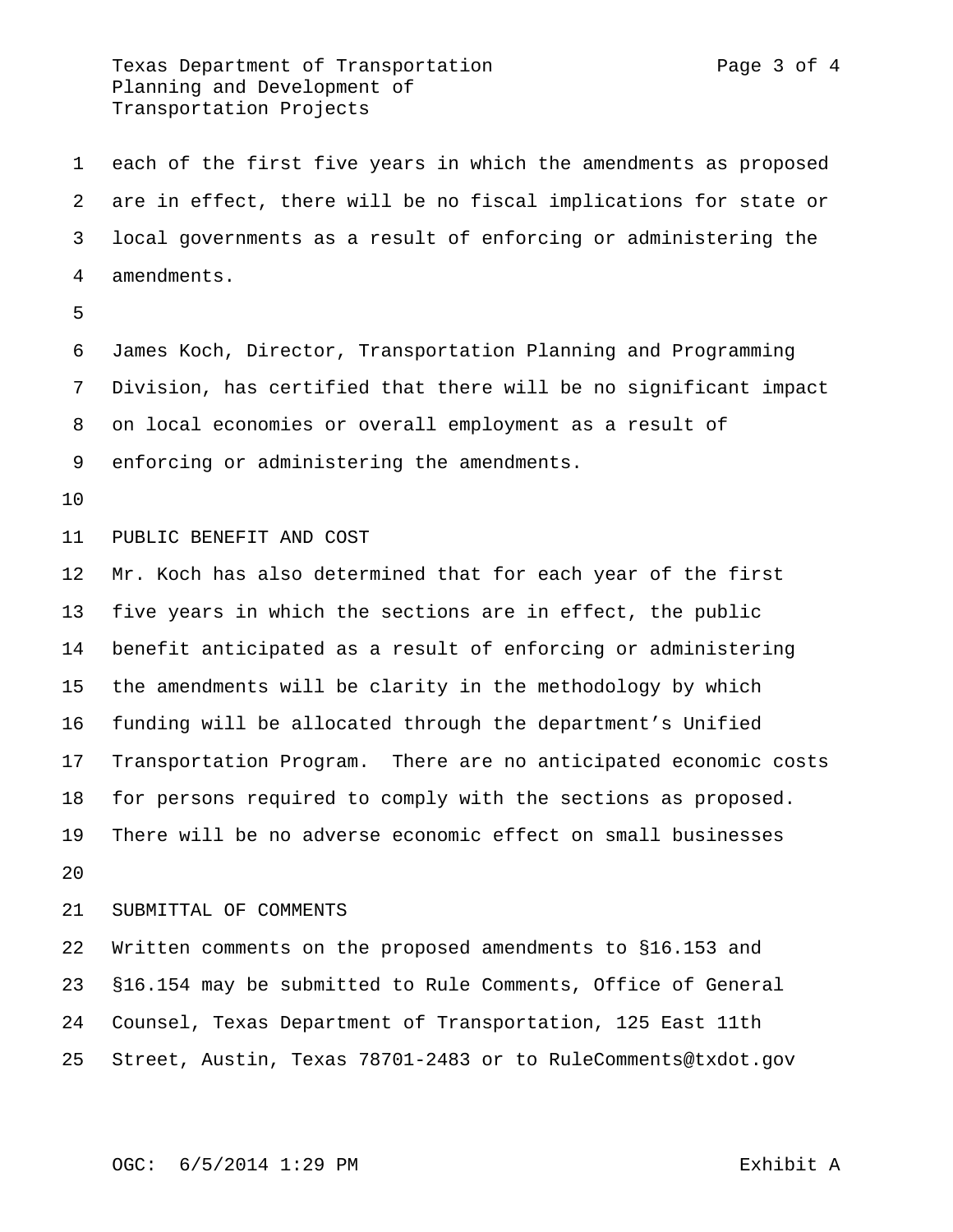each of the first five years in which the amendments as proposed are in effect, there will be no fiscal implications for state or local governments as a result of enforcing or administering the amendments.

James Koch, Director, Transportation Planning and Programming Division, has certified that there will be no significant impact on local economies or overall employment as a result of enforcing or administering the amendments.

PUBLIC BENEFIT AND COST

Mr. Koch has also determined that for each year of the first five years in which the sections are in effect, the public benefit anticipated as a result of enforcing or administering the amendments will be clarity in the methodology by which funding will be allocated through the department's Unified Transportation Program. There are no anticipated economic costs for persons required to comply with the sections as proposed. There will be no adverse economic effect on small businesses

SUBMITTAL OF COMMENTS

Written comments on the proposed amendments to §16.153 and §16.154 may be submitted to Rule Comments, Office of General Counsel, Texas Department of Transportation, 125 East 11th Street, Austin, Texas 78701-2483 or to RuleComments@txdot.gov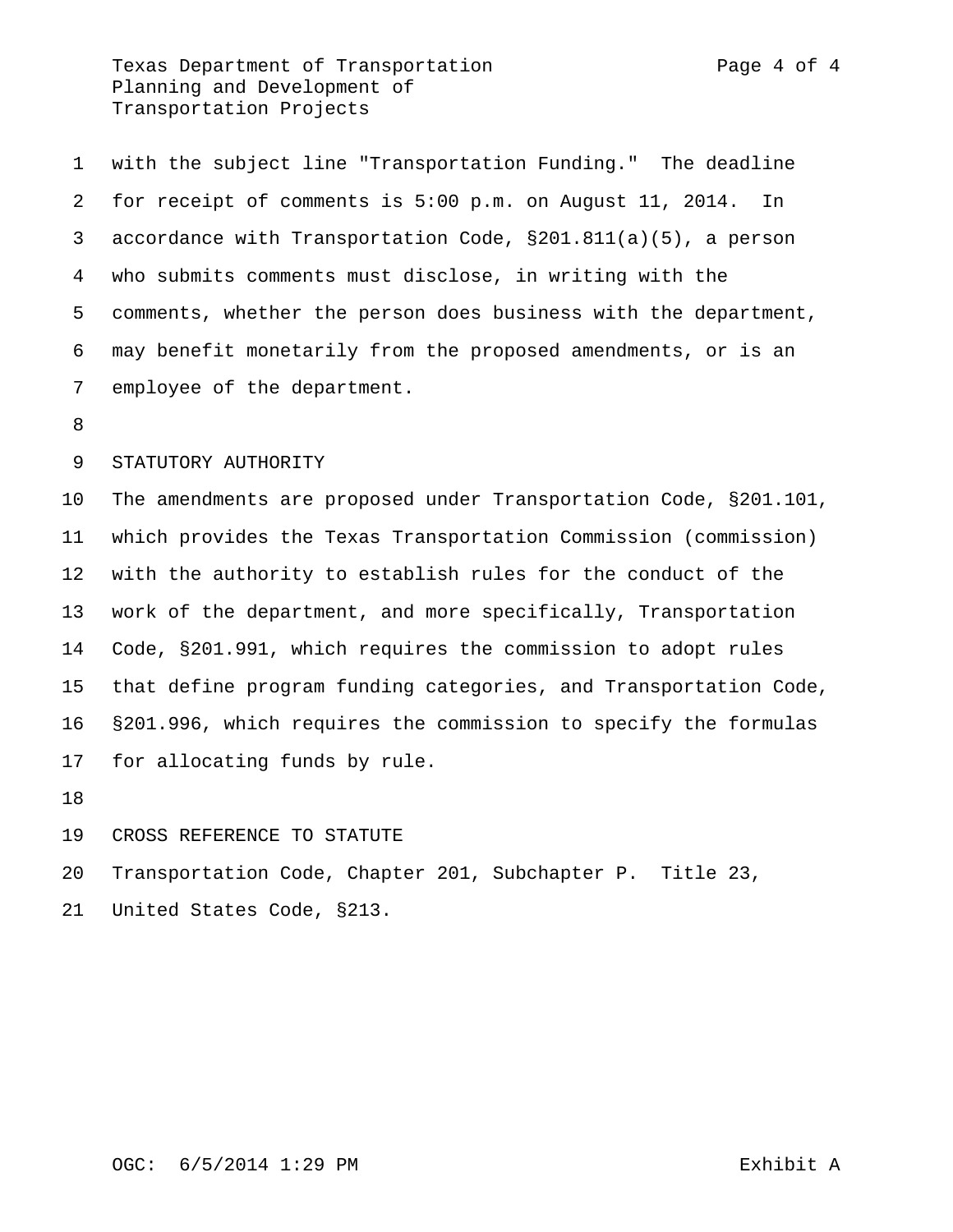with the subject line "Transportation Funding." The deadline for receipt of comments is 5:00 p.m. on August 11, 2014. In accordance with Transportation Code, §201.811(a)(5), a person who submits comments must disclose, in writing with the comments, whether the person does business with the department, may benefit monetarily from the proposed amendments, or is an employee of the department.

STATUTORY AUTHORITY

The amendments are proposed under Transportation Code, §201.101, which provides the Texas Transportation Commission (commission) with the authority to establish rules for the conduct of the work of the department, and more specifically, Transportation Code, §201.991, which requires the commission to adopt rules that define program funding categories, and Transportation Code, §201.996, which requires the commission to specify the formulas for allocating funds by rule.

CROSS REFERENCE TO STATUTE

Transportation Code, Chapter 201, Subchapter P. Title 23, United States Code, §213.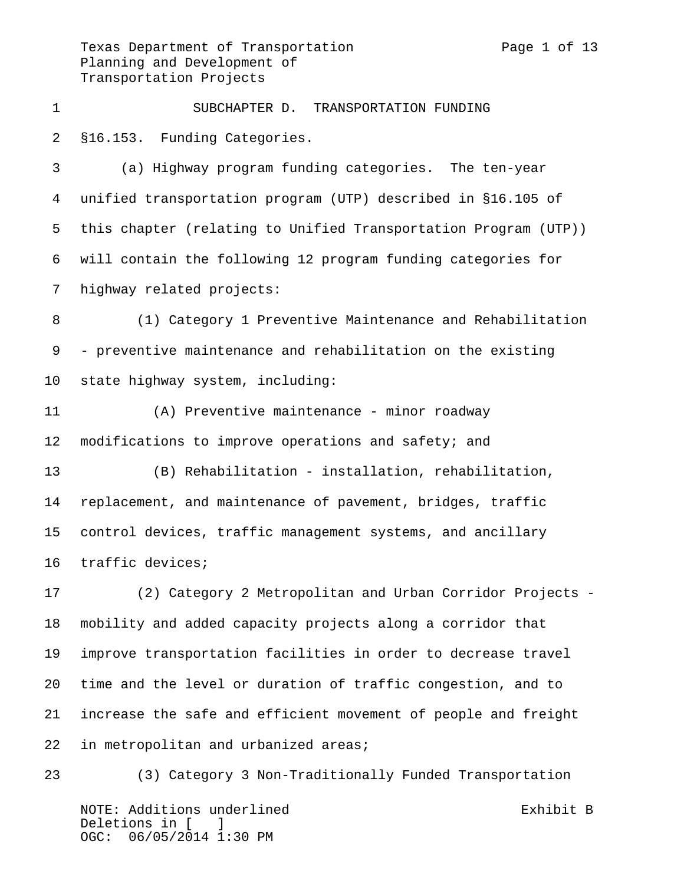# SUBCHAPTER D. TRANSPORTATION FUNDING

## §16.153. Funding Categories.

(a) Highway program funding categories. The ten-year unified transportation program (UTP) described in §16.105 of this chapter (relating to Unified Transportation Program (UTP)) will contain the following 12 program funding categories for highway related projects:

(1) Category 1 Preventive Maintenance and Rehabilitation - preventive maintenance and rehabilitation on the existing state highway system, including:

(A) Preventive maintenance - minor roadway modifications to improve operations and safety; and

(B) Rehabilitation - installation, rehabilitation, replacement, and maintenance of pavement, bridges, traffic control devices, traffic management systems, and ancillary traffic devices;

(2) Category 2 Metropolitan and Urban Corridor Projects - mobility and added capacity projects along a corridor that improve transportation facilities in order to decrease travel time and the level or duration of traffic congestion, and to increase the safe and efficient movement of people and freight in metropolitan and urbanized areas;

(3) Category 3 Non-Traditionally Funded Transportation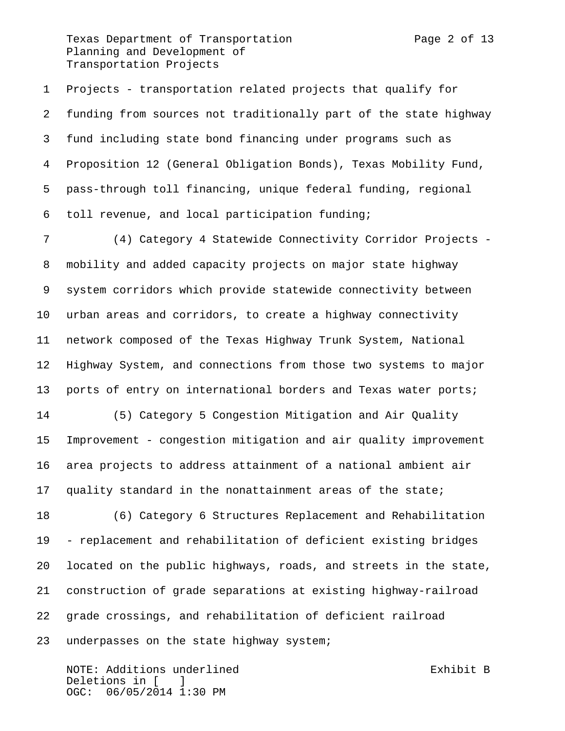Projects - transportation related projects that qualify for funding from sources not traditionally part of the state highway fund including state bond financing under programs such as Proposition 12 (General Obligation Bonds), Texas Mobility Fund, pass-through toll financing, unique federal funding, regional toll revenue, and local participation funding;

(4) Category 4 Statewide Connectivity Corridor Projects - mobility and added capacity projects on major state highway system corridors which provide statewide connectivity between urban areas and corridors, to create a highway connectivity network composed of the Texas Highway Trunk System, National Highway System, and connections from those two systems to major ports of entry on international borders and Texas water ports;

(5) Category 5 Congestion Mitigation and Air Quality Improvement - congestion mitigation and air quality improvement area projects to address attainment of a national ambient air quality standard in the nonattainment areas of the state;

(6) Category 6 Structures Replacement and Rehabilitation - replacement and rehabilitation of deficient existing bridges located on the public highways, roads, and streets in the state, construction of grade separations at existing highway-railroad grade crossings, and rehabilitation of deficient railroad underpasses on the state highway system;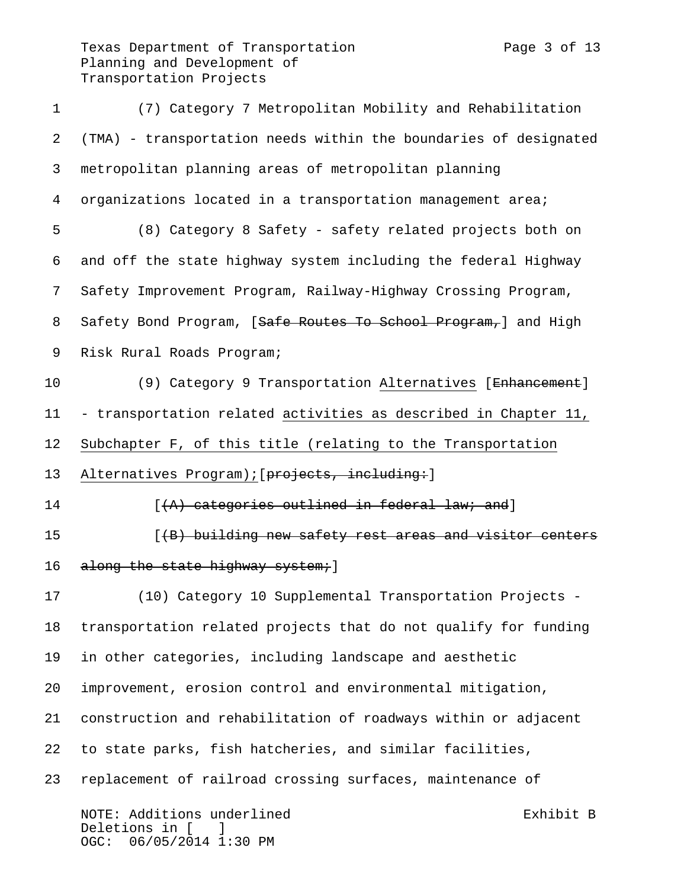(7) Category 7 Metropolitan Mobility and Rehabilitation (TMA) - transportation needs within the boundaries of designated metropolitan planning areas of metropolitan planning organizations located in a transportation management area;

(8) Category 8 Safety - safety related projects both on and off the state highway system including the federal Highway Safety Improvement Program, Railway-Highway Crossing Program, Safety Bond Program, [~~Safe Routes To School Program,~~] and High Risk Rural Roads Program;

(9) Category 9 Transportation <u>Alternatives</u> [~~Enhancement~~] - transportation related <u>activities as described in Chapter 11, Subchapter F, of this title (relating to the Transportation Alternatives Program);</u>[~~projects, including:~~]

[~~(A) categories outlined in federal law; and~~]

[~~(B) building new safety rest areas and visitor centers along the state highway system;~~]

(10) Category 10 Supplemental Transportation Projects - transportation related projects that do not qualify for funding in other categories, including landscape and aesthetic improvement, erosion control and environmental mitigation, construction and rehabilitation of roadways within or adjacent to state parks, fish hatcheries, and similar facilities, replacement of railroad crossing surfaces, maintenance of

NOTE: Additions underlined
Deletions in [ ]
OGC: 06/05/2014 1:30 PM

Exhibit B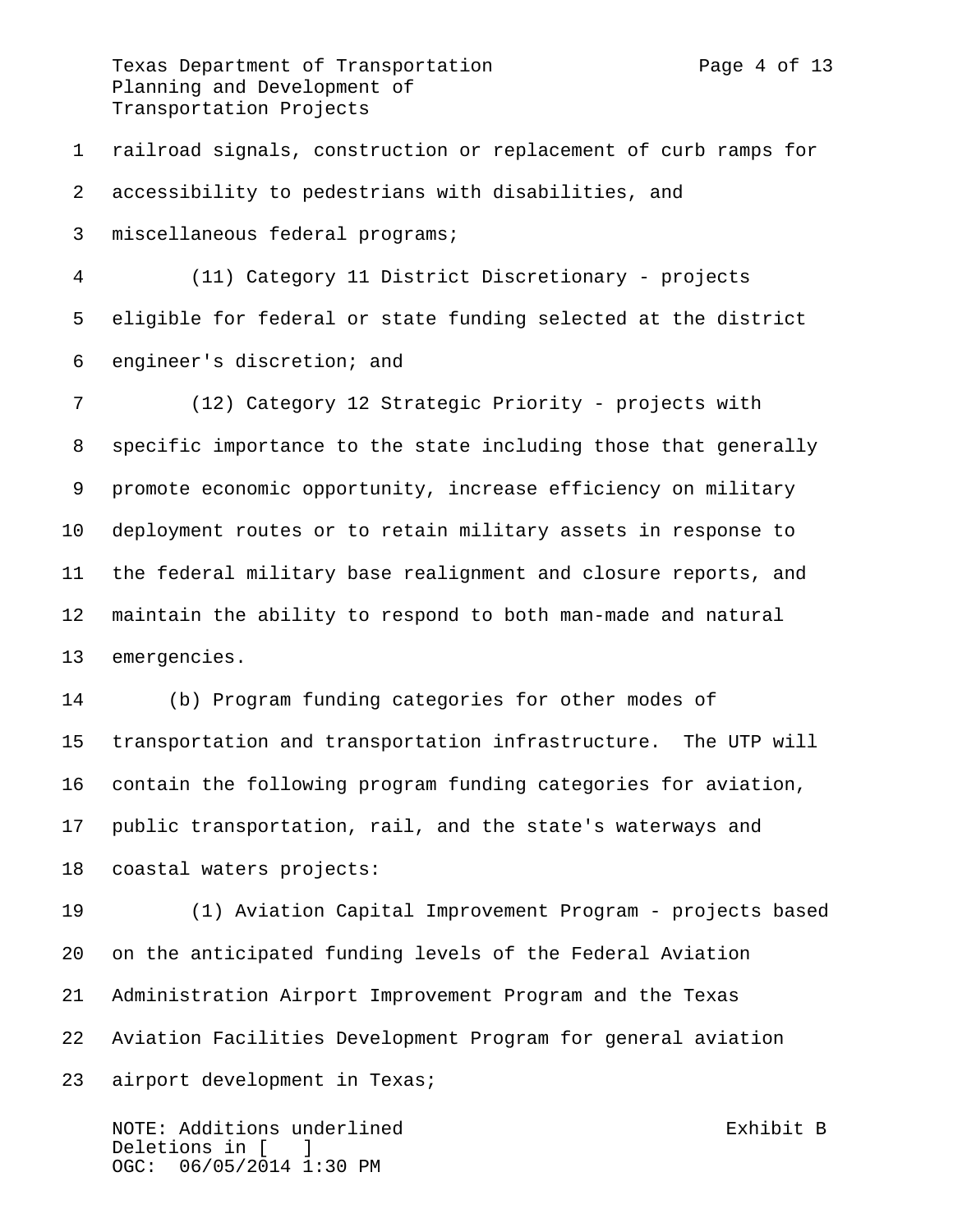railroad signals, construction or replacement of curb ramps for accessibility to pedestrians with disabilities, and miscellaneous federal programs;

(11) Category 11 District Discretionary - projects eligible for federal or state funding selected at the district engineer's discretion; and

(12) Category 12 Strategic Priority - projects with specific importance to the state including those that generally promote economic opportunity, increase efficiency on military deployment routes or to retain military assets in response to the federal military base realignment and closure reports, and maintain the ability to respond to both man-made and natural emergencies.

(b) Program funding categories for other modes of transportation and transportation infrastructure. The UTP will contain the following program funding categories for aviation, public transportation, rail, and the state's waterways and coastal waters projects:

(1) Aviation Capital Improvement Program - projects based on the anticipated funding levels of the Federal Aviation Administration Airport Improvement Program and the Texas Aviation Facilities Development Program for general aviation airport development in Texas;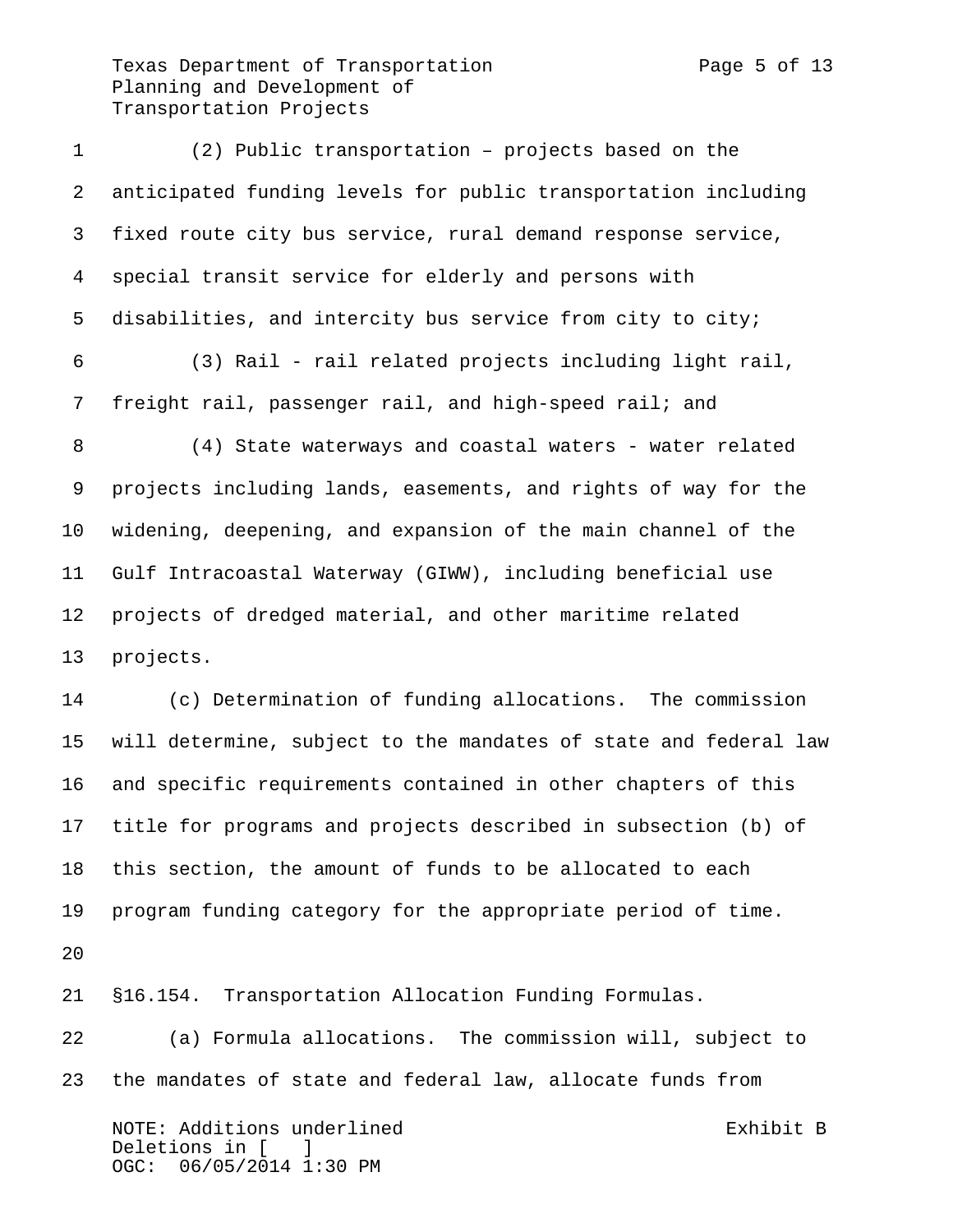(2) Public transportation – projects based on the anticipated funding levels for public transportation including fixed route city bus service, rural demand response service, special transit service for elderly and persons with disabilities, and intercity bus service from city to city;

(3) Rail - rail related projects including light rail, freight rail, passenger rail, and high-speed rail; and

(4) State waterways and coastal waters - water related projects including lands, easements, and rights of way for the widening, deepening, and expansion of the main channel of the Gulf Intracoastal Waterway (GIWW), including beneficial use projects of dredged material, and other maritime related projects.

(c) Determination of funding allocations. The commission will determine, subject to the mandates of state and federal law and specific requirements contained in other chapters of this title for programs and projects described in subsection (b) of this section, the amount of funds to be allocated to each program funding category for the appropriate period of time.

§16.154. Transportation Allocation Funding Formulas.

(a) Formula allocations. The commission will, subject to the mandates of state and federal law, allocate funds from

NOTE: Additions underlined
Deletions in [ ]
OGC: 06/05/2014 1:30 PM

Exhibit B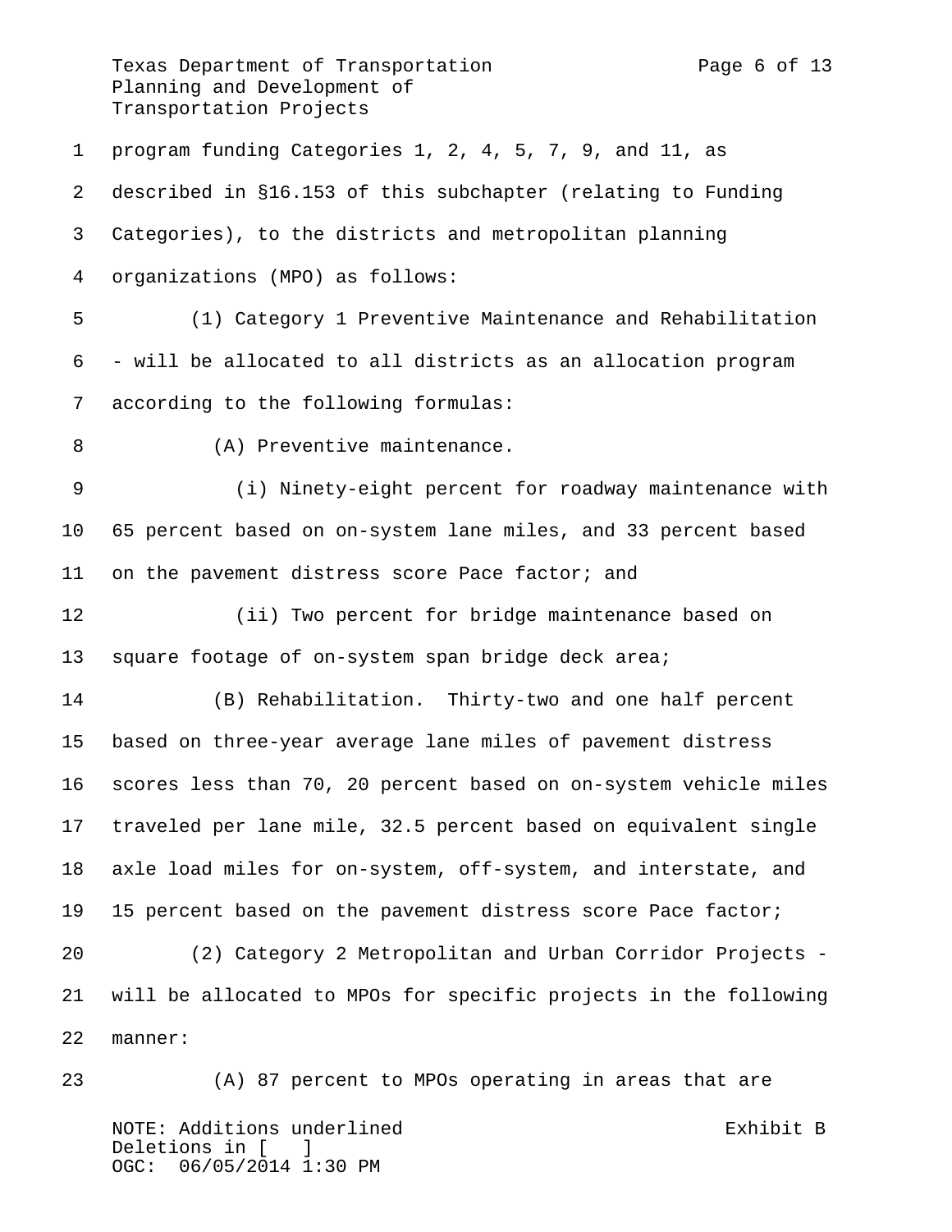program funding Categories 1, 2, 4, 5, 7, 9, and 11, as described in §16.153 of this subchapter (relating to Funding Categories), to the districts and metropolitan planning organizations (MPO) as follows:

(1) Category 1 Preventive Maintenance and Rehabilitation - will be allocated to all districts as an allocation program according to the following formulas:

(A) Preventive maintenance.

(i) Ninety-eight percent for roadway maintenance with 65 percent based on on-system lane miles, and 33 percent based on the pavement distress score Pace factor; and

(ii) Two percent for bridge maintenance based on square footage of on-system span bridge deck area;

(B) Rehabilitation. Thirty-two and one half percent based on three-year average lane miles of pavement distress scores less than 70, 20 percent based on on-system vehicle miles traveled per lane mile, 32.5 percent based on equivalent single axle load miles for on-system, off-system, and interstate, and 15 percent based on the pavement distress score Pace factor;

(2) Category 2 Metropolitan and Urban Corridor Projects - will be allocated to MPOs for specific projects in the following manner:

(A) 87 percent to MPOs operating in areas that are

NOTE: Additions underlined
Deletions in [ ]
OGC: 06/05/2014 1:30 PM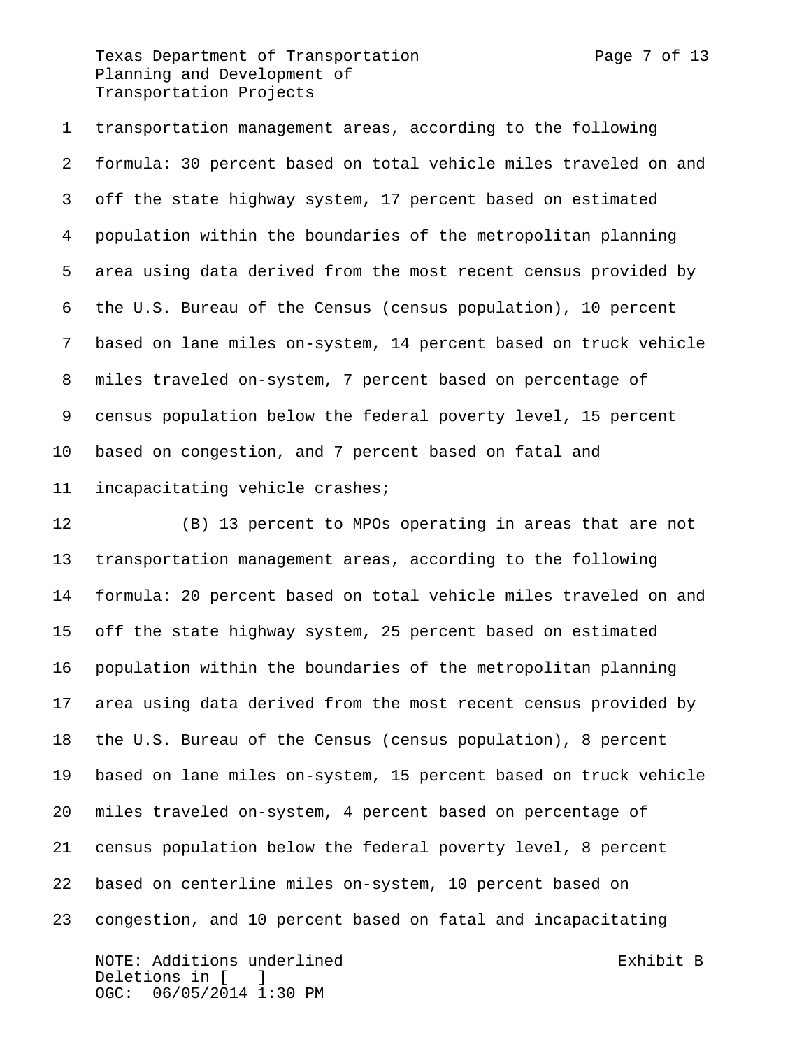transportation management areas, according to the following formula: 30 percent based on total vehicle miles traveled on and off the state highway system, 17 percent based on estimated population within the boundaries of the metropolitan planning area using data derived from the most recent census provided by the U.S. Bureau of the Census (census population), 10 percent based on lane miles on-system, 14 percent based on truck vehicle miles traveled on-system, 7 percent based on percentage of census population below the federal poverty level, 15 percent based on congestion, and 7 percent based on fatal and incapacitating vehicle crashes;

(B) 13 percent to MPOs operating in areas that are not transportation management areas, according to the following formula: 20 percent based on total vehicle miles traveled on and off the state highway system, 25 percent based on estimated population within the boundaries of the metropolitan planning area using data derived from the most recent census provided by the U.S. Bureau of the Census (census population), 8 percent based on lane miles on-system, 15 percent based on truck vehicle miles traveled on-system, 4 percent based on percentage of census population below the federal poverty level, 8 percent based on centerline miles on-system, 10 percent based on congestion, and 10 percent based on fatal and incapacitating

NOTE: Additions underlined
Deletions in [ ]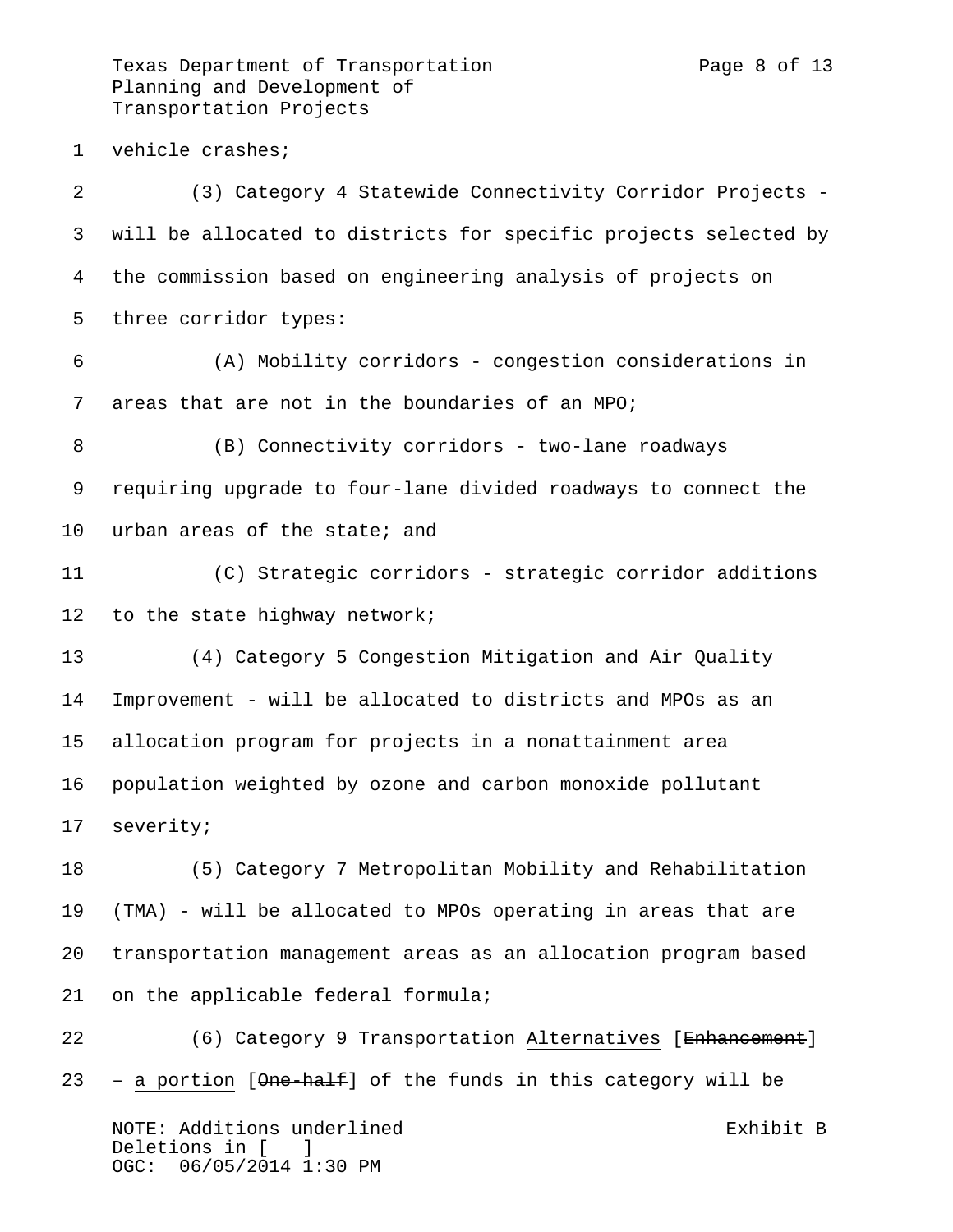vehicle crashes;

(3) Category 4 Statewide Connectivity Corridor Projects - will be allocated to districts for specific projects selected by the commission based on engineering analysis of projects on three corridor types:

(A) Mobility corridors - congestion considerations in areas that are not in the boundaries of an MPO;

(B) Connectivity corridors - two-lane roadways requiring upgrade to four-lane divided roadways to connect the urban areas of the state; and

(C) Strategic corridors - strategic corridor additions to the state highway network;

(4) Category 5 Congestion Mitigation and Air Quality Improvement - will be allocated to districts and MPOs as an allocation program for projects in a nonattainment area population weighted by ozone and carbon monoxide pollutant severity;

(5) Category 7 Metropolitan Mobility and Rehabilitation (TMA) - will be allocated to MPOs operating in areas that are transportation management areas as an allocation program based on the applicable federal formula;

(6) Category 9 Transportation <u>Alternatives</u> [~~Enhancement~~] – <u>a portion</u> [~~One-half~~] of the funds in this category will be

NOTE: Additions underlined
Deletions in [ ]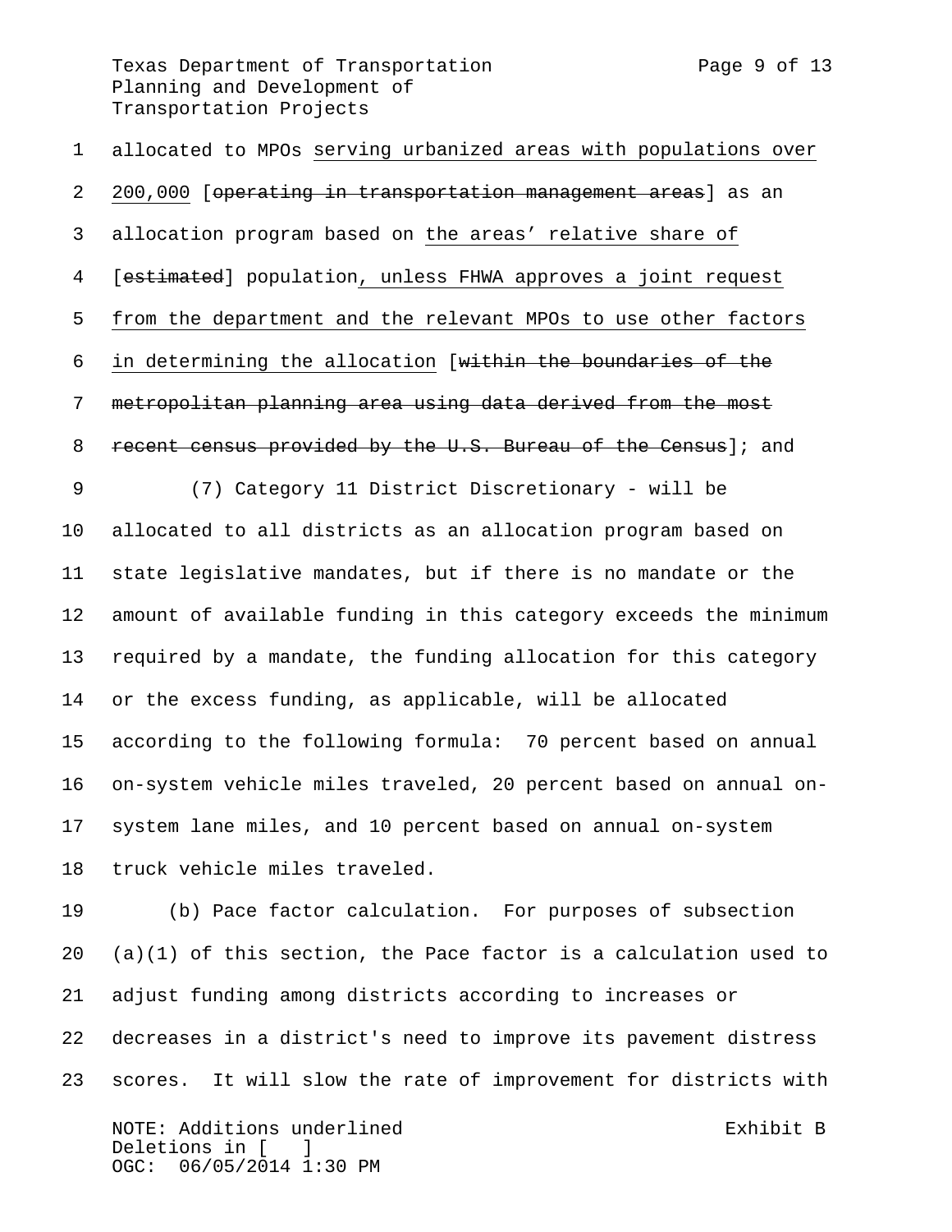allocated to MPOs serving urbanized areas with populations over 200,000 [operating in transportation management areas] as an allocation program based on the areas' relative share of [estimated] population, unless FHWA approves a joint request from the department and the relevant MPOs to use other factors in determining the allocation [within the boundaries of the metropolitan planning area using data derived from the most recent census provided by the U.S. Bureau of the Census]; and

(7) Category 11 District Discretionary - will be allocated to all districts as an allocation program based on state legislative mandates, but if there is no mandate or the amount of available funding in this category exceeds the minimum required by a mandate, the funding allocation for this category or the excess funding, as applicable, will be allocated according to the following formula: 70 percent based on annual on-system vehicle miles traveled, 20 percent based on annual on-system lane miles, and 10 percent based on annual on-system truck vehicle miles traveled.

(b) Pace factor calculation. For purposes of subsection (a)(1) of this section, the Pace factor is a calculation used to adjust funding among districts according to increases or decreases in a district's need to improve its pavement distress scores. It will slow the rate of improvement for districts with

NOTE: Additions underlined
Deletions in [ ]
OGC: 06/05/2014 1:30 PM

Exhibit B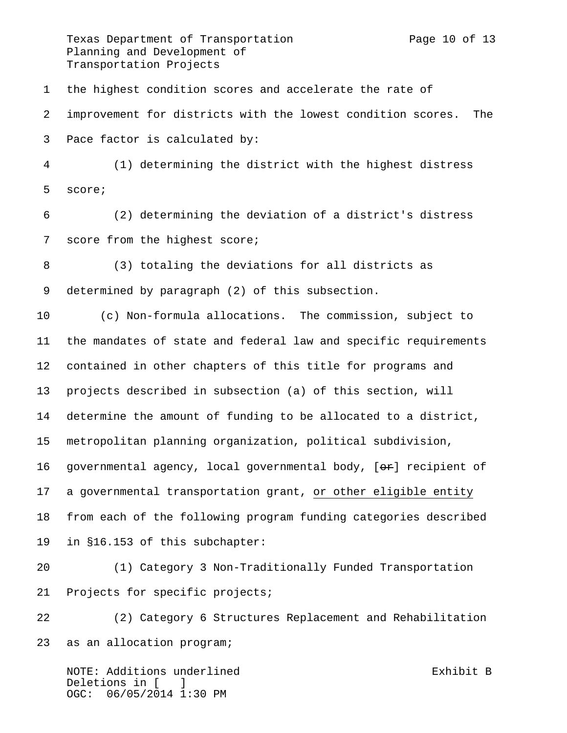the highest condition scores and accelerate the rate of improvement for districts with the lowest condition scores. The Pace factor is calculated by:

(1) determining the district with the highest distress score;

(2) determining the deviation of a district's distress score from the highest score;

(3) totaling the deviations for all districts as determined by paragraph (2) of this subsection.

(c) Non-formula allocations. The commission, subject to the mandates of state and federal law and specific requirements contained in other chapters of this title for programs and projects described in subsection (a) of this section, will determine the amount of funding to be allocated to a district, metropolitan planning organization, political subdivision, governmental agency, local governmental body, [~~or~~] recipient of a governmental transportation grant, <u>or other eligible entity</u> from each of the following program funding categories described in §16.153 of this subchapter:

(1) Category 3 Non-Traditionally Funded Transportation Projects for specific projects;

(2) Category 6 Structures Replacement and Rehabilitation as an allocation program;

NOTE: Additions underlined
Deletions in [ ]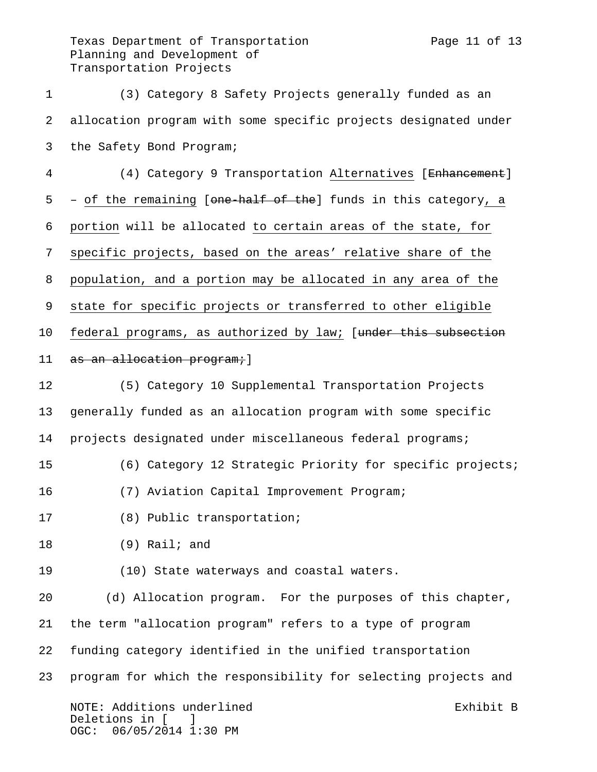(3) Category 8 Safety Projects generally funded as an allocation program with some specific projects designated under the Safety Bond Program;

(4) Category 9 Transportation <u>Alternatives</u> [~~Enhancement~~] – <u>of the remaining</u> [~~one-half of the~~] funds in this category<u>, a portion</u> will be allocated <u>to certain areas of the state, for specific projects, based on the areas' relative share of the population, and a portion may be allocated in any area of the state for specific projects or transferred to other eligible federal programs, as authorized by law;</u> [~~under this subsection as an allocation program;~~]

(5) Category 10 Supplemental Transportation Projects generally funded as an allocation program with some specific projects designated under miscellaneous federal programs;

(6) Category 12 Strategic Priority for specific projects;

(7) Aviation Capital Improvement Program;

(8) Public transportation;

(9) Rail; and

(10) State waterways and coastal waters.

(d) Allocation program. For the purposes of this chapter, the term "allocation program" refers to a type of program funding category identified in the unified transportation program for which the responsibility for selecting projects and

NOTE: Additions underlined
Deletions in [ ]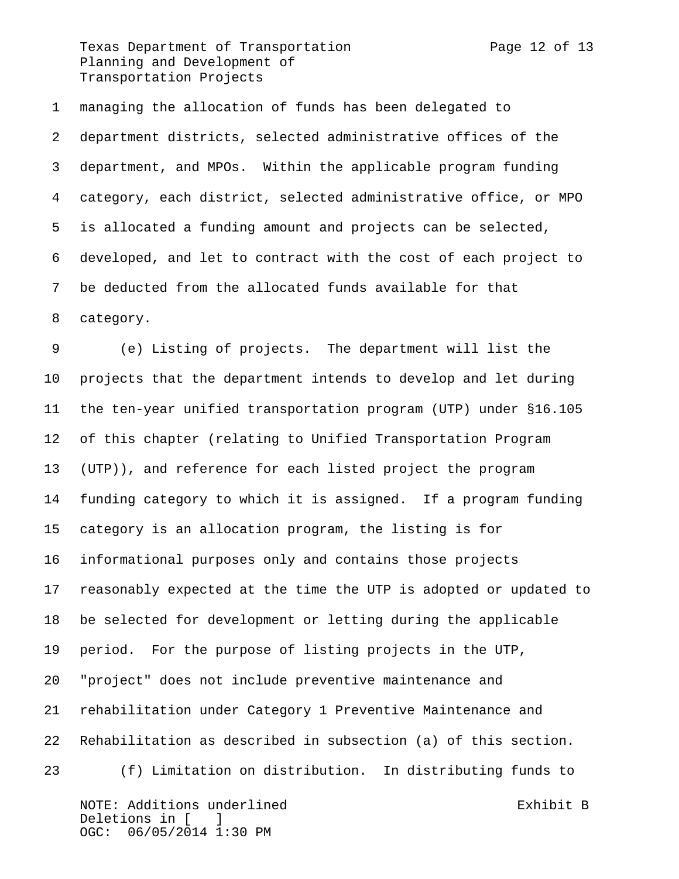managing the allocation of funds has been delegated to department districts, selected administrative offices of the department, and MPOs. Within the applicable program funding category, each district, selected administrative office, or MPO is allocated a funding amount and projects can be selected, developed, and let to contract with the cost of each project to be deducted from the allocated funds available for that category.

(e) Listing of projects. The department will list the projects that the department intends to develop and let during the ten-year unified transportation program (UTP) under §16.105 of this chapter (relating to Unified Transportation Program (UTP)), and reference for each listed project the program funding category to which it is assigned. If a program funding category is an allocation program, the listing is for informational purposes only and contains those projects reasonably expected at the time the UTP is adopted or updated to be selected for development or letting during the applicable period. For the purpose of listing projects in the UTP, "project" does not include preventive maintenance and rehabilitation under Category 1 Preventive Maintenance and Rehabilitation as described in subsection (a) of this section.

(f) Limitation on distribution. In distributing funds to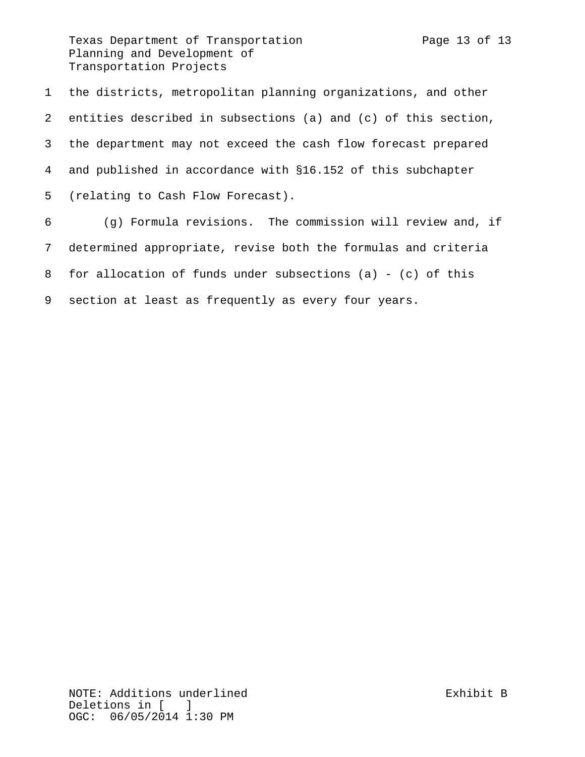the districts, metropolitan planning organizations, and other entities described in subsections (a) and (c) of this section, the department may not exceed the cash flow forecast prepared and published in accordance with §16.152 of this subchapter (relating to Cash Flow Forecast).

(g) Formula revisions. The commission will review and, if determined appropriate, revise both the formulas and criteria for allocation of funds under subsections (a) - (c) of this section at least as frequently as every four years.